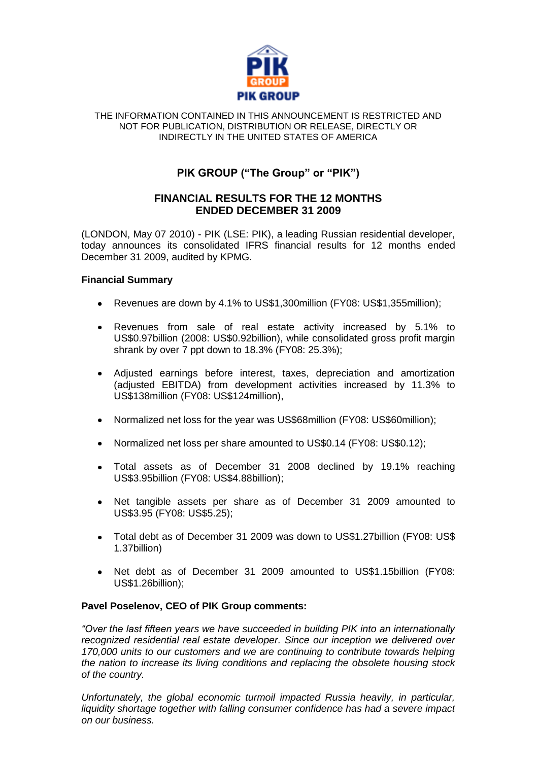THE INFORMATION CONTAINED IN THIS ANNOUNCEMENT IS RESTRICTED AND NOT FOR PUBLICATION, DISTRIBUTION OR RELEASE, DIRECTLY OR INDIRECTLY IN THE UNITED STATES OF AMERICA

# PIK GROUP ("The Group" or "PIK")

## FINANCIAL RESULTS FOR THE 12 MONTHS ENDED DECEMBER 31 2009

(LONDON, May 07 2010) - PIK (LSE: PIK), a leading Russian residential developer, today announces its consolidated IFRS financial results for 12 months ended December 31 2009, audited by KPMG.

**Financial Summary**

- Revenues are down by 4.1% to US$1,300million (FY08: US$1,355million);
- Revenues from sale of real estate activity increased by 5.1% to US$0.97billion (2008: US$0.92billion), while consolidated gross profit margin shrank by over 7 ppt down to 18.3% (FY08: 25.3%);
- Adjusted earnings before interest, taxes, depreciation and amortization (adjusted EBITDA) from development activities increased by 11.3% to US$138million (FY08: US$124million),
- Normalized net loss for the year was US$68million (FY08: US$60million);
- Normalized net loss per share amounted to US$0.14 (FY08: US$0.12);
- Total assets as of December 31 2008 declined by 19.1% reaching US$3.95billion (FY08: US$4.88billion);
- Net tangible assets per share as of December 31 2009 amounted to US$3.95 (FY08: US$5.25);
- Total debt as of December 31 2009 was down to US$1.27billion (FY08: US$ 1.37billion)
- Net debt as of December 31 2009 amounted to US$1.15billion (FY08: US$1.26billion);

**Pavel Poselenov, CEO of PIK Group comments:**

*"Over the last fifteen years we have succeeded in building PIK into an internationally recognized residential real estate developer. Since our inception we delivered over 170,000 units to our customers and we are continuing to contribute towards helping the nation to increase its living conditions and replacing the obsolete housing stock of the country.*

*Unfortunately, the global economic turmoil impacted Russia heavily, in particular, liquidity shortage together with falling consumer confidence has had a severe impact on our business.*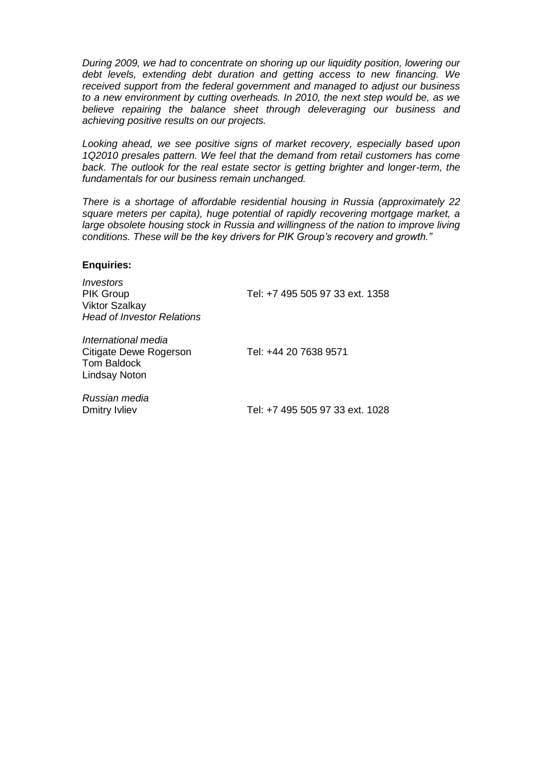*During 2009, we had to concentrate on shoring up our liquidity position, lowering our debt levels, extending debt duration and getting access to new financing. We received support from the federal government and managed to adjust our business to a new environment by cutting overheads. In 2010, the next step would be, as we believe repairing the balance sheet through deleveraging our business and achieving positive results on our projects.*

*Looking ahead, we see positive signs of market recovery, especially based upon 1Q2010 presales pattern. We feel that the demand from retail customers has come back. The outlook for the real estate sector is getting brighter and longer-term, the fundamentals for our business remain unchanged.*

*There is a shortage of affordable residential housing in Russia (approximately 22 square meters per capita), huge potential of rapidly recovering mortgage market, a large obsolete housing stock in Russia and willingness of the nation to improve living conditions. These will be the key drivers for PIK Group's recovery and growth."*

**Enquiries:**

*Investors*
PIK Group
Viktor Szalkay
*Head of Investor Relations*

Tel: +7 495 505 97 33 ext. 1358

*International media*
Citigate Dewe Rogerson
Tom Baldock
Lindsay Noton

Tel: +44 20 7638 9571

*Russian media*
Dmitry Ivliev

Tel: +7 495 505 97 33 ext. 1028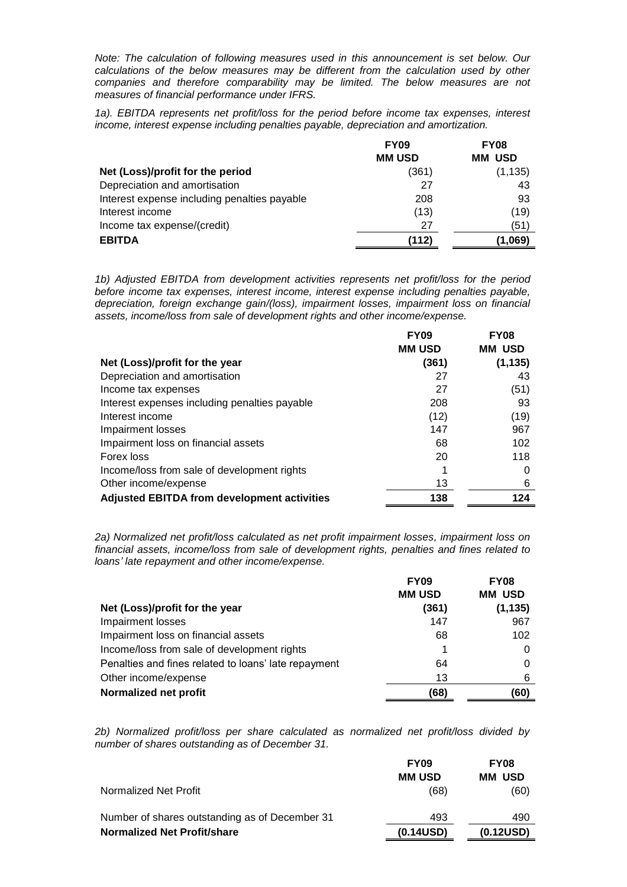*Note: The calculation of following measures used in this announcement is set below. Our calculations of the below measures may be different from the calculation used by other companies and therefore comparability may be limited. The below measures are not measures of financial performance under IFRS.*

*1a). EBITDA represents net profit/loss for the period before income tax expenses, interest income, interest expense including penalties payable, depreciation and amortization.*

| | FY09<br>MM USD | FY08<br>MM USD |
|---|---|---|
| **Net (Loss)/profit for the period** | (361) | (1,135) |
| Depreciation and amortisation | 27 | 43 |
| Interest expense including penalties payable | 208 | 93 |
| Interest income | (13) | (19) |
| Income tax expense/(credit) | 27 | (51) |
| **EBITDA** | **(112)** | **(1,069)** |

*1b) Adjusted EBITDA from development activities represents net profit/loss for the period before income tax expenses, interest income, interest expense including penalties payable, depreciation, foreign exchange gain/(loss), impairment losses, impairment loss on financial assets, income/loss from sale of development rights and other income/expense.*

| | FY09<br>MM USD | FY08<br>MM USD |
|---|---|---|
| **Net (Loss)/profit for the year** | **(361)** | **(1,135)** |
| Depreciation and amortisation | 27 | 43 |
| Income tax expenses | 27 | (51) |
| Interest expenses including penalties payable | 208 | 93 |
| Interest income | (12) | (19) |
| Impairment losses | 147 | 967 |
| Impairment loss on financial assets | 68 | 102 |
| Forex loss | 20 | 118 |
| Income/loss from sale of development rights | 1 | 0 |
| Other income/expense | 13 | 6 |
| **Adjusted EBITDA from development activities** | **138** | **124** |

*2a) Normalized net profit/loss calculated as net profit impairment losses, impairment loss on financial assets, income/loss from sale of development rights, penalties and fines related to loans' late repayment and other income/expense.*

| | FY09<br>MM USD | FY08<br>MM USD |
|---|---|---|
| **Net (Loss)/profit for the year** | **(361)** | **(1,135)** |
| Impairment losses | 147 | 967 |
| Impairment loss on financial assets | 68 | 102 |
| Income/loss from sale of development rights | 1 | 0 |
| Penalties and fines related to loans' late repayment | 64 | 0 |
| Other income/expense | 13 | 6 |
| **Normalized net profit** | **(68)** | **(60)** |

*2b) Normalized profit/loss per share calculated as normalized net profit/loss divided by number of shares outstanding as of December 31.*

| | FY09<br>MM USD | FY08<br>MM USD |
|---|---|---|
| Normalized Net Profit | (68) | (60) |
| Number of shares outstanding as of December 31 | 493 | 490 |
| **Normalized Net Profit/share** | **(0.14USD)** | **(0.12USD)** |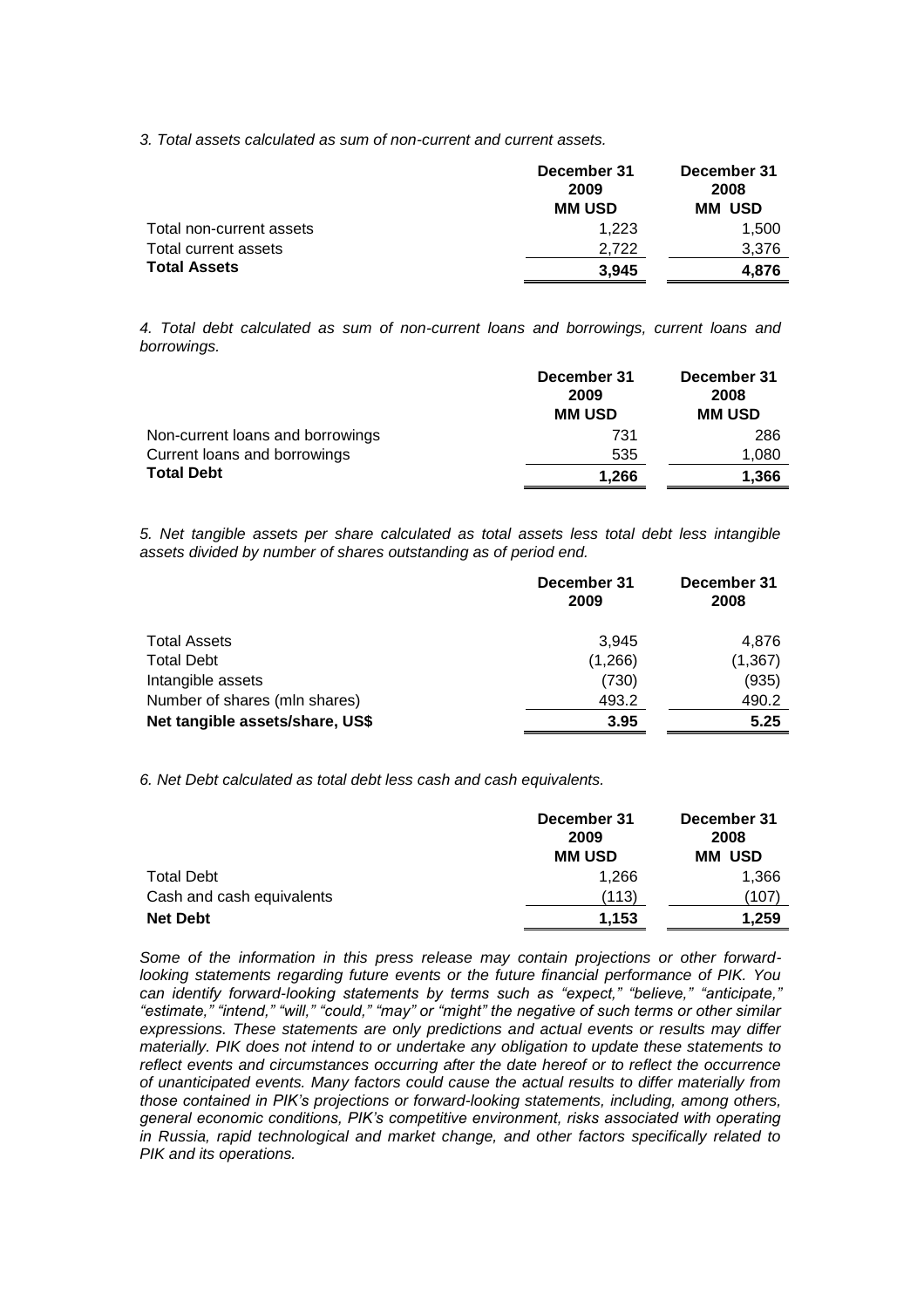*3. Total assets calculated as sum of non-current and current assets.*

| | December 31 2009 MM USD | December 31 2008 MM USD |
|---|---|---|
| Total non-current assets | 1,223 | 1,500 |
| Total current assets | 2,722 | 3,376 |
| **Total Assets** | **3,945** | **4,876** |

*4. Total debt calculated as sum of non-current loans and borrowings, current loans and borrowings.*

| | December 31 2009 MM USD | December 31 2008 MM USD |
|---|---|---|
| Non-current loans and borrowings | 731 | 286 |
| Current loans and borrowings | 535 | 1,080 |
| **Total Debt** | **1,266** | **1,366** |

*5. Net tangible assets per share calculated as total assets less total debt less intangible assets divided by number of shares outstanding as of period end.*

| | December 31 2009 | December 31 2008 |
|---|---|---|
| Total Assets | 3,945 | 4,876 |
| Total Debt | (1,266) | (1,367) |
| Intangible assets | (730) | (935) |
| Number of shares (mln shares) | 493.2 | 490.2 |
| **Net tangible assets/share, US$** | **3.95** | **5.25** |

*6. Net Debt calculated as total debt less cash and cash equivalents.*

| | December 31 2009 MM USD | December 31 2008 MM USD |
|---|---|---|
| Total Debt | 1,266 | 1,366 |
| Cash and cash equivalents | (113) | (107) |
| **Net Debt** | **1,153** | **1,259** |

*Some of the information in this press release may contain projections or other forward-looking statements regarding future events or the future financial performance of PIK. You can identify forward-looking statements by terms such as "expect," "believe," "anticipate," "estimate," "intend," "will," "could," "may" or "might" the negative of such terms or other similar expressions. These statements are only predictions and actual events or results may differ materially. PIK does not intend to or undertake any obligation to update these statements to reflect events and circumstances occurring after the date hereof or to reflect the occurrence of unanticipated events. Many factors could cause the actual results to differ materially from those contained in PIK's projections or forward-looking statements, including, among others, general economic conditions, PIK's competitive environment, risks associated with operating in Russia, rapid technological and market change, and other factors specifically related to PIK and its operations.*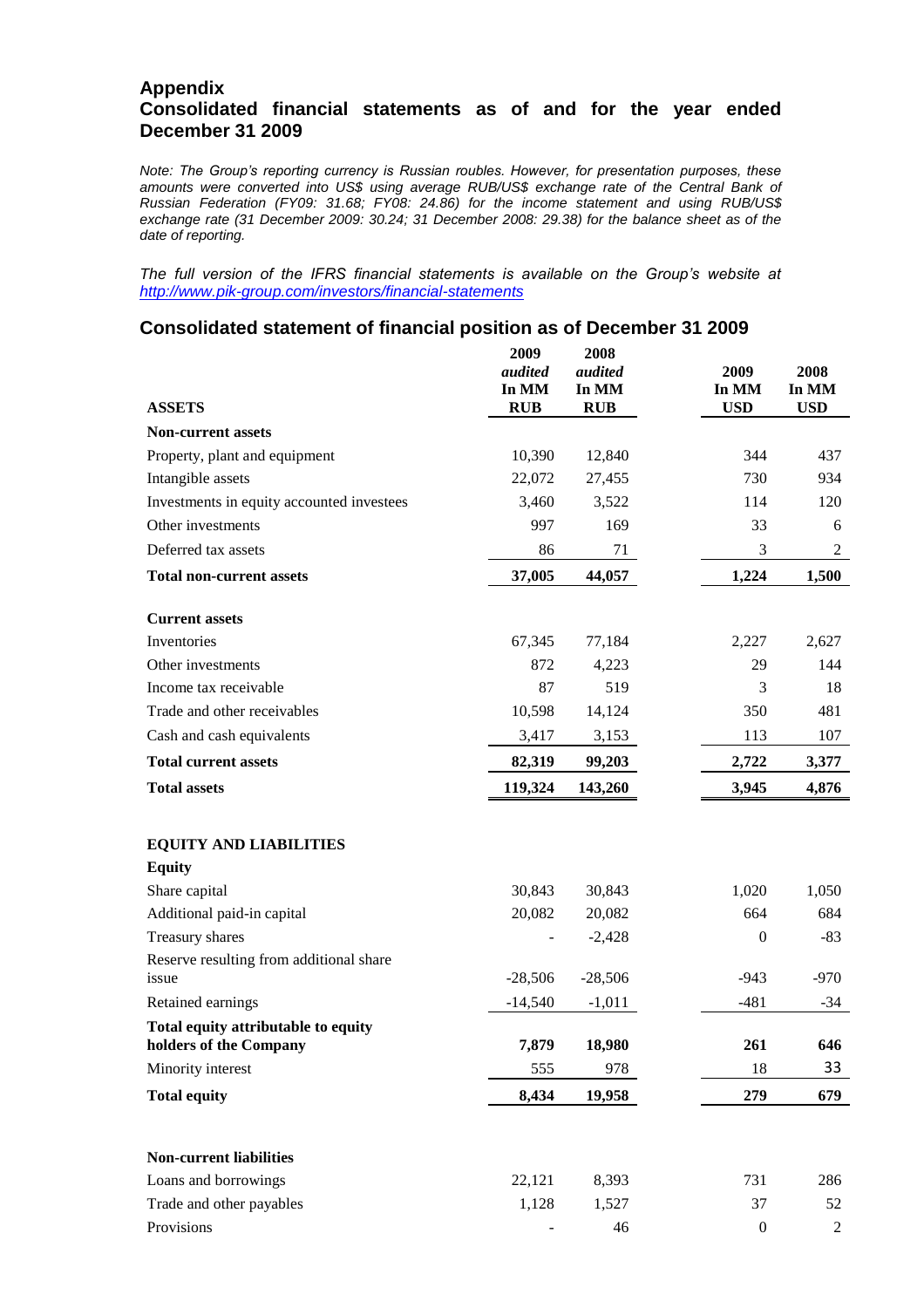## Appendix
## Consolidated financial statements as of and for the year ended December 31 2009

*Note: The Group's reporting currency is Russian roubles. However, for presentation purposes, these amounts were converted into US$ using average RUB/US$ exchange rate of the Central Bank of Russian Federation (FY09: 31.68; FY08: 24.86) for the income statement and using RUB/US$ exchange rate (31 December 2009: 30.24; 31 December 2008: 29.38) for the balance sheet as of the date of reporting.*

*The full version of the IFRS financial statements is available on the Group's website at [http://www.pik-group.com/investors/financial-statements](http://www.pik-group.com/investors/financial-statements)*

### Consolidated statement of financial position as of December 31 2009

| ASSETS | 2009 *audited* In MM RUB | 2008 *audited* In MM RUB | 2009 In MM USD | 2008 In MM USD |
|---|---|---|---|---|
| **Non-current assets** | | | | |
| Property, plant and equipment | 10,390 | 12,840 | 344 | 437 |
| Intangible assets | 22,072 | 27,455 | 730 | 934 |
| Investments in equity accounted investees | 3,460 | 3,522 | 114 | 120 |
| Other investments | 997 | 169 | 33 | 6 |
| Deferred tax assets | 86 | 71 | 3 | 2 |
| **Total non-current assets** | **37,005** | **44,057** | **1,224** | **1,500** |
| **Current assets** | | | | |
| Inventories | 67,345 | 77,184 | 2,227 | 2,627 |
| Other investments | 872 | 4,223 | 29 | 144 |
| Income tax receivable | 87 | 519 | 3 | 18 |
| Trade and other receivables | 10,598 | 14,124 | 350 | 481 |
| Cash and cash equivalents | 3,417 | 3,153 | 113 | 107 |
| **Total current assets** | **82,319** | **99,203** | **2,722** | **3,377** |
| **Total assets** | **119,324** | **143,260** | **3,945** | **4,876** |
| **EQUITY AND LIABILITIES** | | | | |
| **Equity** | | | | |
| Share capital | 30,843 | 30,843 | 1,020 | 1,050 |
| Additional paid-in capital | 20,082 | 20,082 | 664 | 684 |
| Treasury shares | - | -2,428 | 0 | -83 |
| Reserve resulting from additional share issue | -28,506 | -28,506 | -943 | -970 |
| Retained earnings | -14,540 | -1,011 | -481 | -34 |
| **Total equity attributable to equity holders of the Company** | **7,879** | **18,980** | **261** | **646** |
| Minority interest | 555 | 978 | 18 | 33 |
| **Total equity** | **8,434** | **19,958** | **279** | **679** |
| **Non-current liabilities** | | | | |
| Loans and borrowings | 22,121 | 8,393 | 731 | 286 |
| Trade and other payables | 1,128 | 1,527 | 37 | 52 |
| Provisions | - | 46 | 0 | 2 |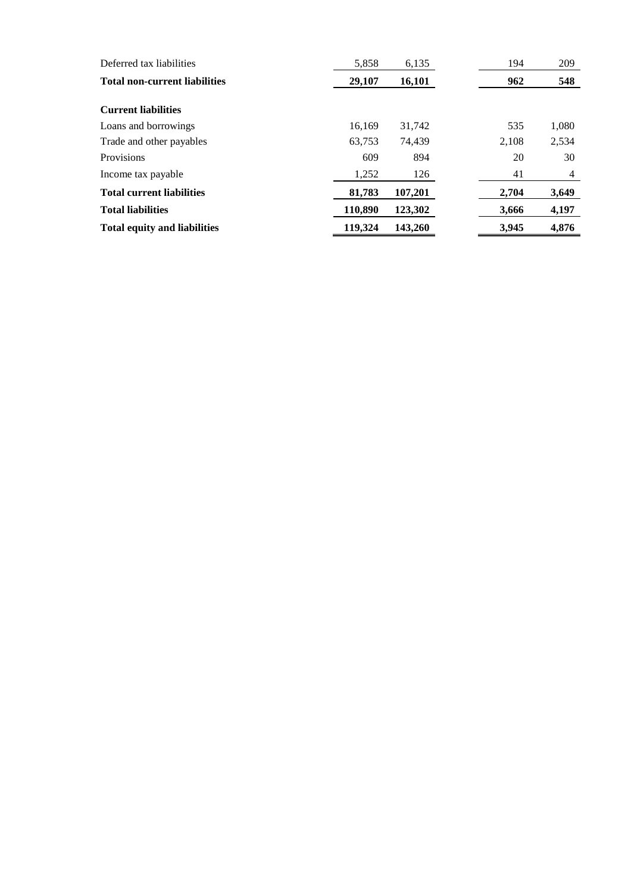| | | | | |
|---|---|---|---|---|
| Deferred tax liabilities | 5,858 | 6,135 | 194 | 209 |
| **Total non-current liabilities** | **29,107** | **16,101** | **962** | **548** |
| | | | | |
| **Current liabilities** | | | | |
| Loans and borrowings | 16,169 | 31,742 | 535 | 1,080 |
| Trade and other payables | 63,753 | 74,439 | 2,108 | 2,534 |
| Provisions | 609 | 894 | 20 | 30 |
| Income tax payable | 1,252 | 126 | 41 | 4 |
| **Total current liabilities** | **81,783** | **107,201** | **2,704** | **3,649** |
| **Total liabilities** | **110,890** | **123,302** | **3,666** | **4,197** |
| **Total equity and liabilities** | **119,324** | **143,260** | **3,945** | **4,876** |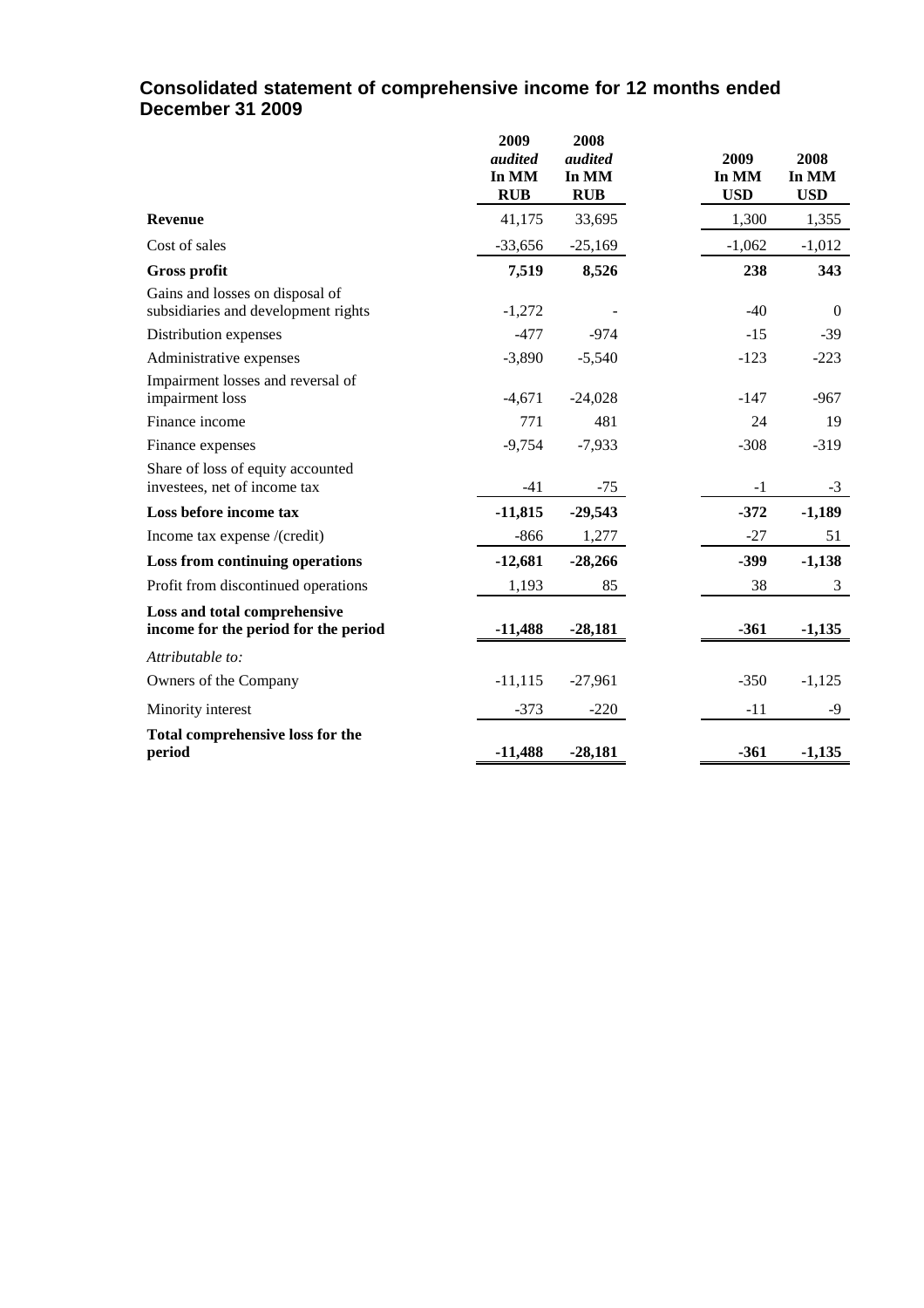## Consolidated statement of comprehensive income for 12 months ended December 31 2009

| | 2009 *audited* In MM RUB | 2008 *audited* In MM RUB | 2009 In MM USD | 2008 In MM USD |
|---|---|---|---|---|
| **Revenue** | 41,175 | 33,695 | 1,300 | 1,355 |
| Cost of sales | -33,656 | -25,169 | -1,062 | -1,012 |
| **Gross profit** | **7,519** | **8,526** | **238** | **343** |
| Gains and losses on disposal of subsidiaries and development rights | -1,272 | - | -40 | 0 |
| Distribution expenses | -477 | -974 | -15 | -39 |
| Administrative expenses | -3,890 | -5,540 | -123 | -223 |
| Impairment losses and reversal of impairment loss | -4,671 | -24,028 | -147 | -967 |
| Finance income | 771 | 481 | 24 | 19 |
| Finance expenses | -9,754 | -7,933 | -308 | -319 |
| Share of loss of equity accounted investees, net of income tax | -41 | -75 | -1 | -3 |
| **Loss before income tax** | **-11,815** | **-29,543** | **-372** | **-1,189** |
| Income tax expense /(credit) | -866 | 1,277 | -27 | 51 |
| **Loss from continuing operations** | **-12,681** | **-28,266** | **-399** | **-1,138** |
| Profit from discontinued operations | 1,193 | 85 | 38 | 3 |
| **Loss and total comprehensive income for the period for the period** | **-11,488** | **-28,181** | **-361** | **-1,135** |
| *Attributable to:* | | | | |
| Owners of the Company | -11,115 | -27,961 | -350 | -1,125 |
| Minority interest | -373 | -220 | -11 | -9 |
| **Total comprehensive loss for the period** | **-11,488** | **-28,181** | **-361** | **-1,135** |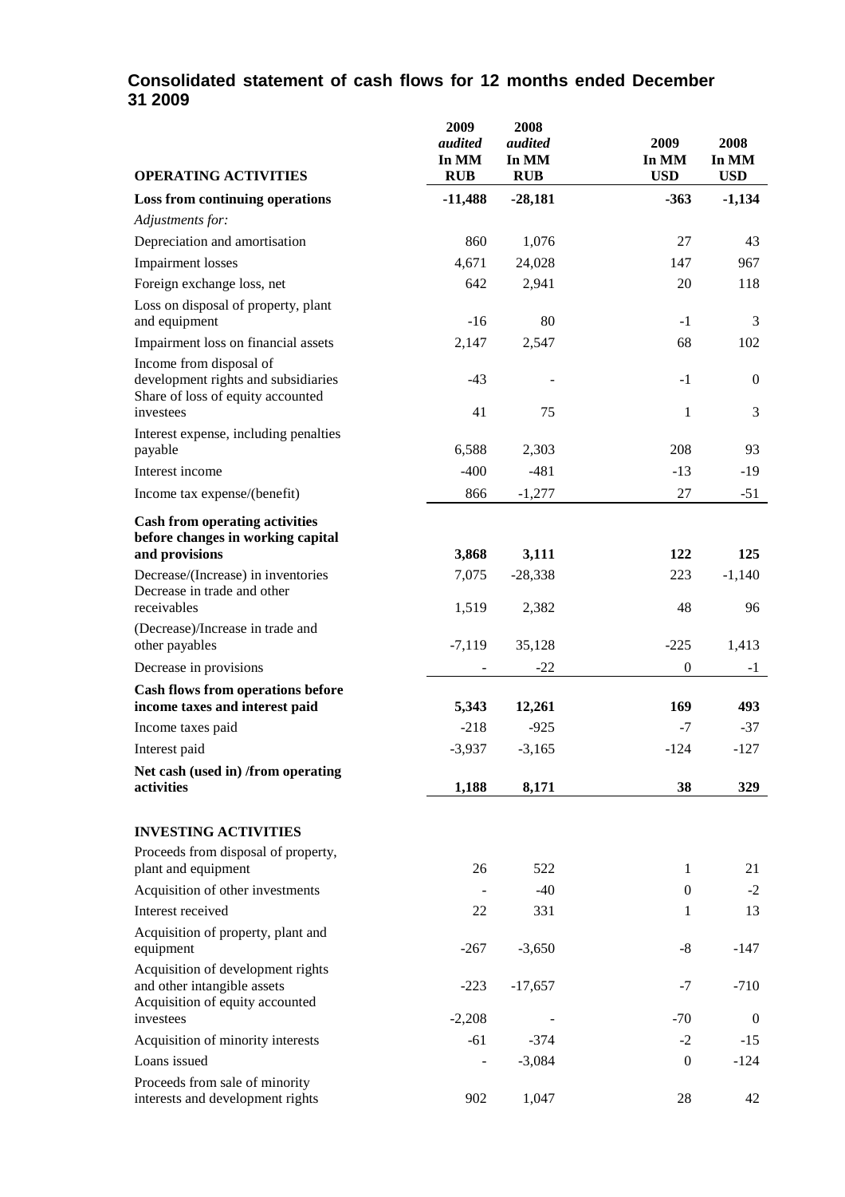## Consolidated statement of cash flows for 12 months ended December 31 2009

| OPERATING ACTIVITIES | 2009 *audited* In MM RUB | 2008 *audited* In MM RUB | 2009 In MM USD | 2008 In MM USD |
|---|---|---|---|---|
| **Loss from continuing operations** | **-11,488** | **-28,181** | **-363** | **-1,134** |
| *Adjustments for:* | | | | |
| Depreciation and amortisation | 860 | 1,076 | 27 | 43 |
| Impairment losses | 4,671 | 24,028 | 147 | 967 |
| Foreign exchange loss, net | 642 | 2,941 | 20 | 118 |
| Loss on disposal of property, plant and equipment | -16 | 80 | -1 | 3 |
| Impairment loss on financial assets | 2,147 | 2,547 | 68 | 102 |
| Income from disposal of development rights and subsidiaries | -43 | - | -1 | 0 |
| Share of loss of equity accounted investees | 41 | 75 | 1 | 3 |
| Interest expense, including penalties payable | 6,588 | 2,303 | 208 | 93 |
| Interest income | -400 | -481 | -13 | -19 |
| Income tax expense/(benefit) | 866 | -1,277 | 27 | -51 |
| **Cash from operating activities before changes in working capital and provisions** | **3,868** | **3,111** | **122** | **125** |
| Decrease/(Increase) in inventories | 7,075 | -28,338 | 223 | -1,140 |
| Decrease in trade and other receivables | 1,519 | 2,382 | 48 | 96 |
| (Decrease)/Increase in trade and other payables | -7,119 | 35,128 | -225 | 1,413 |
| Decrease in provisions | - | -22 | 0 | -1 |
| **Cash flows from operations before income taxes and interest paid** | **5,343** | **12,261** | **169** | **493** |
| Income taxes paid | -218 | -925 | -7 | -37 |
| Interest paid | -3,937 | -3,165 | -124 | -127 |
| **Net cash (used in) /from operating activities** | **1,188** | **8,171** | **38** | **329** |
| | | | | |
| **INVESTING ACTIVITIES** | | | | |
| Proceeds from disposal of property, plant and equipment | 26 | 522 | 1 | 21 |
| Acquisition of other investments | - | -40 | 0 | -2 |
| Interest received | 22 | 331 | 1 | 13 |
| Acquisition of property, plant and equipment | -267 | -3,650 | -8 | -147 |
| Acquisition of development rights and other intangible assets | -223 | -17,657 | -7 | -710 |
| Acquisition of equity accounted investees | -2,208 | - | -70 | 0 |
| Acquisition of minority interests | -61 | -374 | -2 | -15 |
| Loans issued | - | -3,084 | 0 | -124 |
| Proceeds from sale of minority interests and development rights | 902 | 1,047 | 28 | 42 |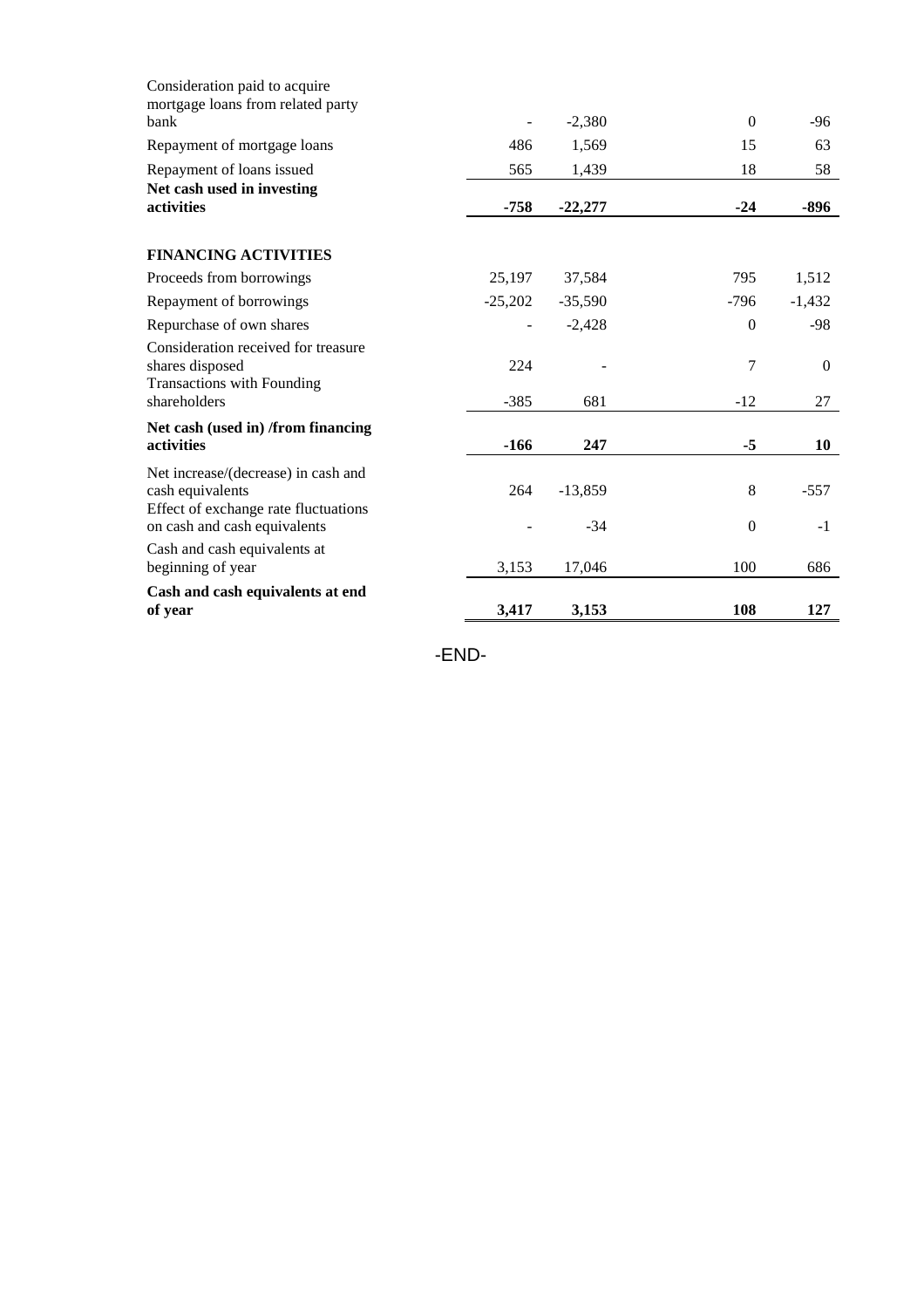| | | | | |
|---|---|---|---|---|
| Consideration paid to acquire mortgage loans from related party bank | - | -2,380 | 0 | -96 |
| Repayment of mortgage loans | 486 | 1,569 | 15 | 63 |
| Repayment of loans issued | 565 | 1,439 | 18 | 58 |
| **Net cash used in investing activities** | **-758** | **-22,277** | **-24** | **-896** |
| | | | | |
| **FINANCING ACTIVITIES** | | | | |
| Proceeds from borrowings | 25,197 | 37,584 | 795 | 1,512 |
| Repayment of borrowings | -25,202 | -35,590 | -796 | -1,432 |
| Repurchase of own shares | - | -2,428 | 0 | -98 |
| Consideration received for treasure shares disposed | 224 | - | 7 | 0 |
| Transactions with Founding shareholders | -385 | 681 | -12 | 27 |
| **Net cash (used in) /from financing activities** | **-166** | **247** | **-5** | **10** |
| Net increase/(decrease) in cash and cash equivalents | 264 | -13,859 | 8 | -557 |
| Effect of exchange rate fluctuations on cash and cash equivalents | - | -34 | 0 | -1 |
| Cash and cash equivalents at beginning of year | 3,153 | 17,046 | 100 | 686 |
| **Cash and cash equivalents at end of year** | **3,417** | **3,153** | **108** | **127** |

-END-